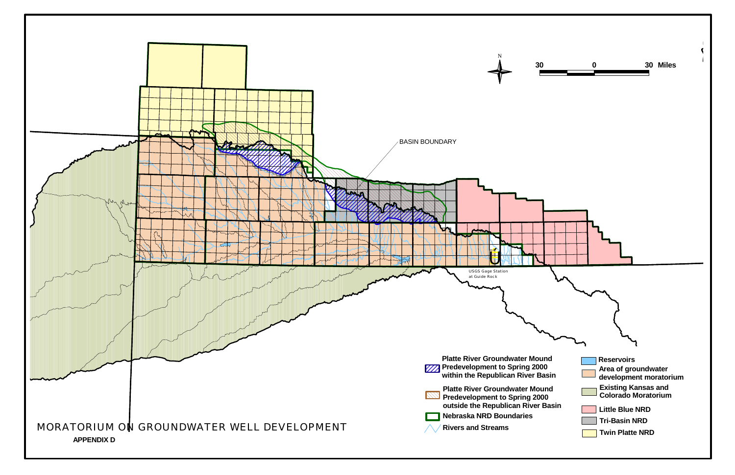# MORATORIUM ON GROUNDWATER WELL DEVELOPMENT

**APPENDIX D**

BASIN BOUNDARY

USGS Gage Station at Guide Rock

N

30 0 30 Miles

- Platte River Groundwater Mound Predevelopment to Spring 2000 within the Republican River Basin
- Platte River Groundwater Mound Predevelopment to Spring 2000 outside the Republican River Basin
- Nebraska NRD Boundaries
- Rivers and Streams
- Reservoirs
- Area of groundwater development moratorium
- Existing Kansas and Colorado Moratorium
- Little Blue NRD
- Tri-Basin NRD
- Twin Platte NRD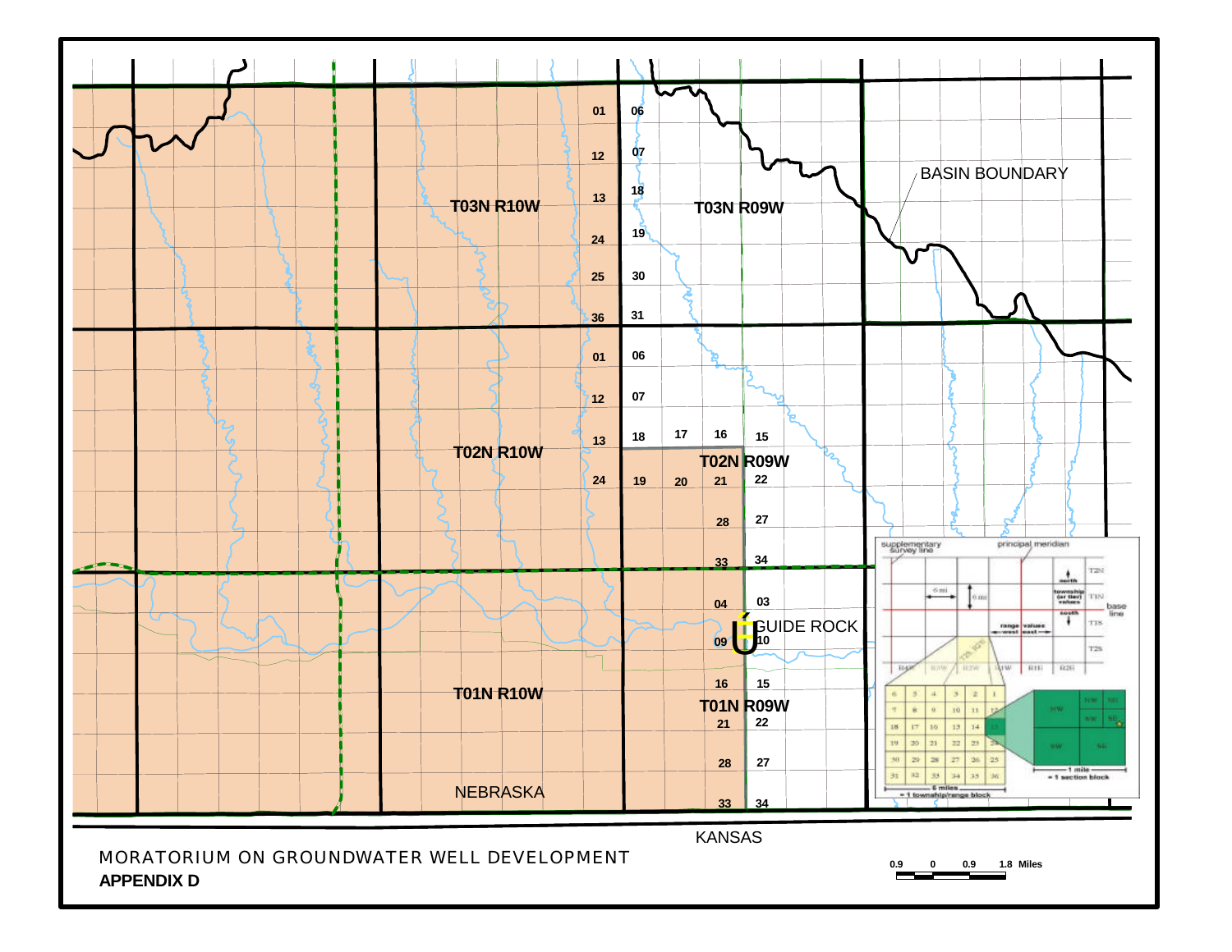MORATORIUM ON GROUNDWATER WELL DEVELOPMENT

**APPENDIX D**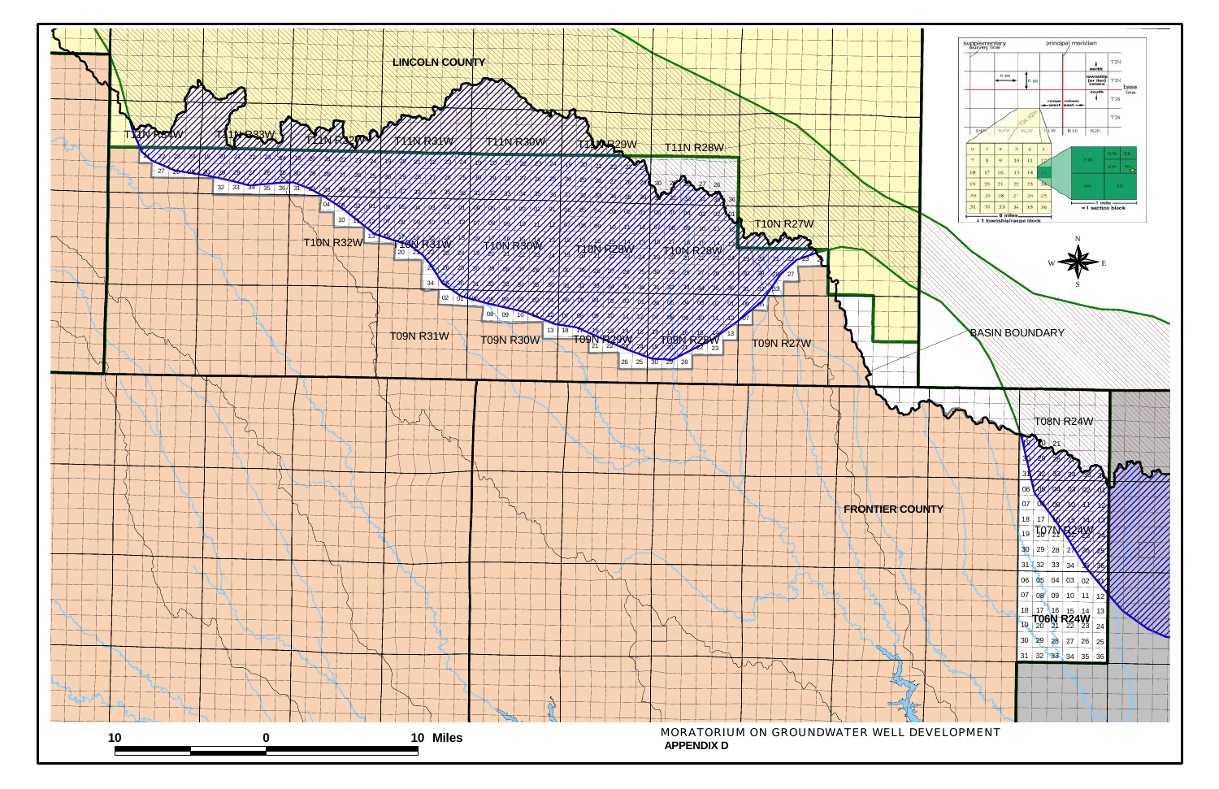LINCOLN COUNTY

T11N R34W

T11N R33W

T11N R32W

T11N R31W

T11N R30W

T11N R29W

T11N R28W

T10N R32W

T10N R31W

T10N R30W

T10N R29W

T10N R28W

T10N R27W

T09N R31W

T09N R30W

T09N R29W

T09N R28W

T09N R27W

T08N R24W

T07N R24W

T06N R24W

FRONTIER COUNTY

BASIN BOUNDARY

10 0 10 Miles

MORATORIUM ON GROUNDWATER WELL DEVELOPMENT

**APPENDIX D**